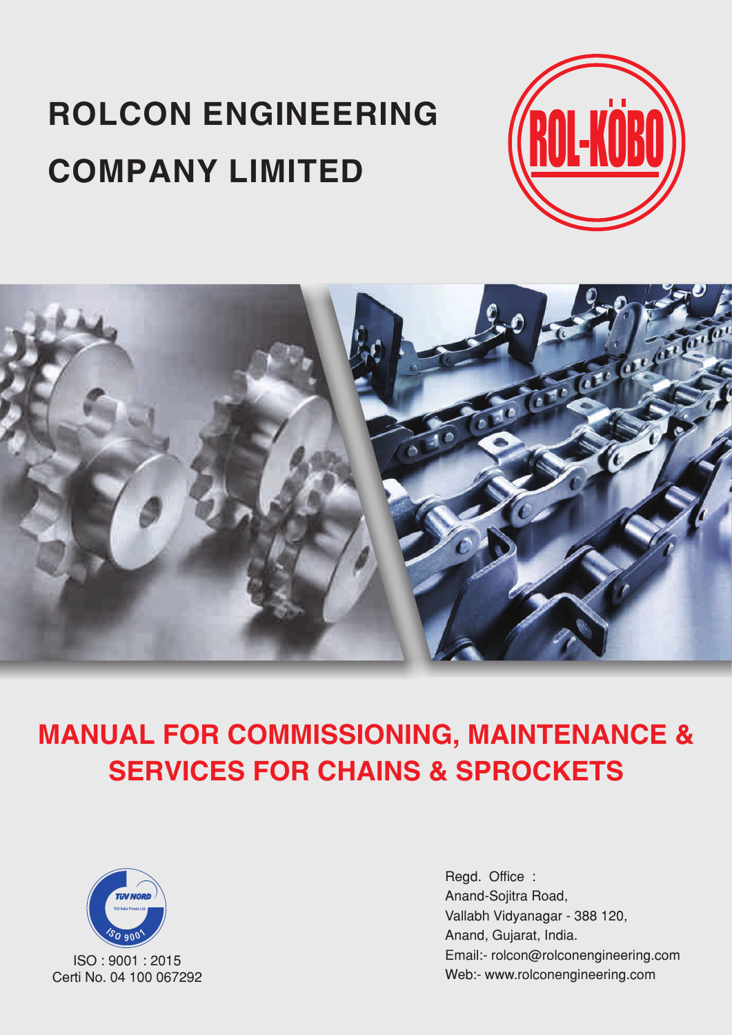# ROLCON ENGINEERING COMPANY LIMITED

ROL-KÖBO

## MANUAL FOR COMMISSIONING, MAINTENANCE & SERVICES FOR CHAINS & SPROCKETS

TÜV NORD

ISO : 9001 : 2015
Certi No. 04 100 067292

Regd. Office :
Anand-Sojitra Road,
Vallabh Vidyanagar - 388 120,
Anand, Gujarat, India.
Email:- rolcon@rolconengineering.com
Web:- www.rolconengineering.com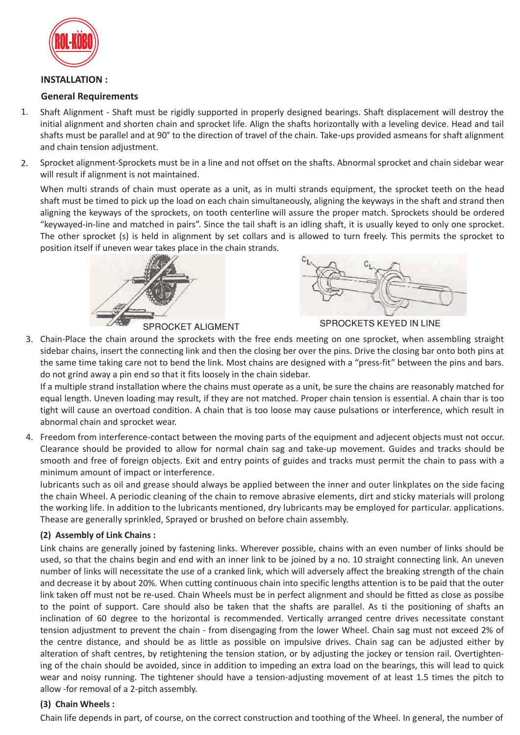**INSTALLATION :**

**General Requirements**

1. Shaft Alignment - Shaft must be rigidly supported in properly designed bearings. Shaft displacement will destroy the initial alignment and shorten chain and sprocket life. Align the shafts horizontally with a leveling device. Head and tail shafts must be parallel and at 90° to the direction of travel of the chain. Take-ups provided asmeans for shaft alignment and chain tension adjustment.

2. Sprocket alignment-Sprockets must be in a line and not offset on the shafts. Abnormal sprocket and chain sidebar wear will result if alignment is not maintained.

   When multi strands of chain must operate as a unit, as in multi strands equipment, the sprocket teeth on the head shaft must be timed to pick up the load on each chain simultaneously, aligning the keyways in the shaft and strand then aligning the keyways of the sprockets, on tooth centerline will assure the proper match. Sprockets should be ordered "keywayed-in-line and matched in pairs". Since the tail shaft is an idling shaft, it is usually keyed to only one sprocket. The other sprocket (s) is held in alignment by set collars and is allowed to turn freely. This permits the sprocket to position itself if uneven wear takes place in the chain strands.

SPROCKET ALIGMENT

SPROCKETS KEYED IN LINE

3. Chain-Place the chain around the sprockets with the free ends meeting on one sprocket, when assembling straight sidebar chains, insert the connecting link and then the closing ber over the pins. Drive the closing bar onto both pins at the same time taking care not to bend the link. Most chains are designed with a "press-fit" between the pins and bars. do not grind away a pin end so that it fits loosely in the chain sidebar.

   If a multiple strand installation where the chains must operate as a unit, be sure the chains are reasonably matched for equal length. Uneven loading may result, if they are not matched. Proper chain tension is essential. A chain thar is too tight will cause an overtoad condition. A chain that is too loose may cause pulsations or interference, which result in abnormal chain and sprocket wear.

4. Freedom from interference-contact between the moving parts of the equipment and adjecent objects must not occur. Clearance should be provided to allow for normal chain sag and take-up movement. Guides and tracks should be smooth and free of foreign objects. Exit and entry points of guides and tracks must permit the chain to pass with a minimum amount of impact or interference.

   lubricants such as oil and grease should always be applied between the inner and outer linkplates on the side facing the chain Wheel. A periodic cleaning of the chain to remove abrasive elements, dirt and sticky materials will prolong the working life. In addition to the lubricants mentioned, dry lubricants may be employed for particular. applications. Thease are generally sprinkled, Sprayed or brushed on before chain assembly.

**(2) Assembly of Link Chains :**

Link chains are generally joined by fastening links. Wherever possible, chains with an even number of links should be used, so that the chains begin and end with an inner link to be joined by a no. 10 straight connecting link. An uneven number of links will necessitate the use of a cranked link, which will adversely affect the breaking strength of the chain and decrease it by about 20%. When cutting continuous chain into specific lengths attention is to be paid that the outer link taken off must not be re-used. Chain Wheels must be in perfect alignment and should be fitted as close as possibe to the point of support. Care should also be taken that the shafts are parallel. As ti the positioning of shafts an inclination of 60 degree to the horizontal is recommended. Vertically arranged centre drives necessitate constant tension adjustment to prevent the chain - from disengaging from the lower Wheel. Chain sag must not exceed 2% of the centre distance, and should be as little as possible on impulsive drives. Chain sag can be adjusted either by alteration of shaft centres, by retightening the tension station, or by adjusting the jockey or tension rail. Overtightening of the chain should be avoided, since in addition to impeding an extra load on the bearings, this will lead to quick wear and noisy running. The tightener should have a tension-adjusting movement of at least 1.5 times the pitch to allow -for removal of a 2-pitch assembly.

**(3) Chain Wheels :**

Chain life depends in part, of course, on the correct construction and toothing of the Wheel. In general, the number of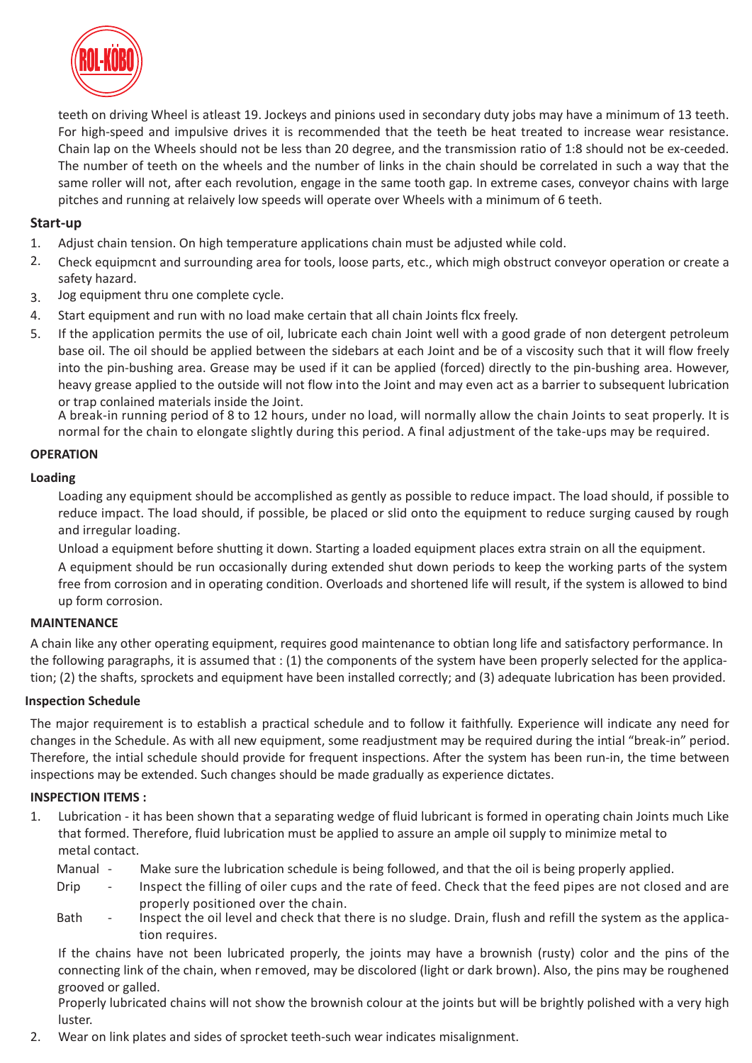teeth on driving Wheel is atleast 19. Jockeys and pinions used in secondary duty jobs may have a minimum of 13 teeth. For high-speed and impulsive drives it is recommended that the teeth be heat treated to increase wear resistance. Chain lap on the Wheels should not be less than 20 degree, and the transmission ratio of 1:8 should not be ex-ceeded. The number of teeth on the wheels and the number of links in the chain should be correlated in such a way that the same roller will not, after each revolution, engage in the same tooth gap. In extreme cases, conveyor chains with large pitches and running at relaively low speeds will operate over Wheels with a minimum of 6 teeth.

### Start-up

1. Adjust chain tension. On high temperature applications chain must be adjusted while cold.
2. Check equipmcnt and surrounding area for tools, loose parts, etc., which migh obstruct conveyor operation or create a safety hazard.
3. Jog equipment thru one complete cycle.
4. Start equipment and run with no load make certain that all chain Joints flcx freely.
5. If the application permits the use of oil, lubricate each chain Joint well with a good grade of non detergent petroleum base oil. The oil should be applied between the sidebars at each Joint and be of a viscosity such that it will flow freely into the pin-bushing area. Grease may be used if it can be applied (forced) directly to the pin-bushing area. However, heavy grease applied to the outside will not flow into the Joint and may even act as a barrier to subsequent lubrication or trap conlained materials inside the Joint.

   A break-in running period of 8 to 12 hours, under no load, will normally allow the chain Joints to seat properly. It is normal for the chain to elongate slightly during this period. A final adjustment of the take-ups may be required.

## OPERATION

### Loading

Loading any equipment should be accomplished as gently as possible to reduce impact. The load should, if possible to reduce impact. The load should, if possible, be placed or slid onto the equipment to reduce surging caused by rough and irregular loading.

Unload a equipment before shutting it down. Starting a loaded equipment places extra strain on all the equipment.

A equipment should be run occasionally during extended shut down periods to keep the working parts of the system free from corrosion and in operating condition. Overloads and shortened life will result, if the system is allowed to bind up form corrosion.

## MAINTENANCE

A chain like any other operating equipment, requires good maintenance to obtian long life and satisfactory performance. In the following paragraphs, it is assumed that : (1) the components of the system have been properly selected for the application; (2) the shafts, sprockets and equipment have been installed correctly; and (3) adequate lubrication has been provided.

### Inspection Schedule

The major requirement is to establish a practical schedule and to follow it faithfully. Experience will indicate any need for changes in the Schedule. As with all new equipment, some readjustment may be required during the intial "break-in" period. Therefore, the intial schedule should provide for frequent inspections. After the system has been run-in, the time between inspections may be extended. Such changes should be made gradually as experience dictates.

### INSPECTION ITEMS :

1. Lubrication - it has been shown that a separating wedge of fluid lubricant is formed in operating chain Joints much Like that formed. Therefore, fluid lubrication must be applied to assure an ample oil supply to minimize metal to metal contact.

   - Manual - Make sure the lubrication schedule is being followed, and that the oil is being properly applied.
   - Drip - Inspect the filling of oiler cups and the rate of feed. Check that the feed pipes are not closed and are properly positioned over the chain.
   - Bath - Inspect the oil level and check that there is no sludge. Drain, flush and refill the system as the application requires.

   If the chains have not been lubricated properly, the joints may have a brownish (rusty) color and the pins of the connecting link of the chain, when removed, may be discolored (light or dark brown). Also, the pins may be roughened grooved or galled.

   Properly lubricated chains will not show the brownish colour at the joints but will be brightly polished with a very high luster.

2. Wear on link plates and sides of sprocket teeth-such wear indicates misalignment.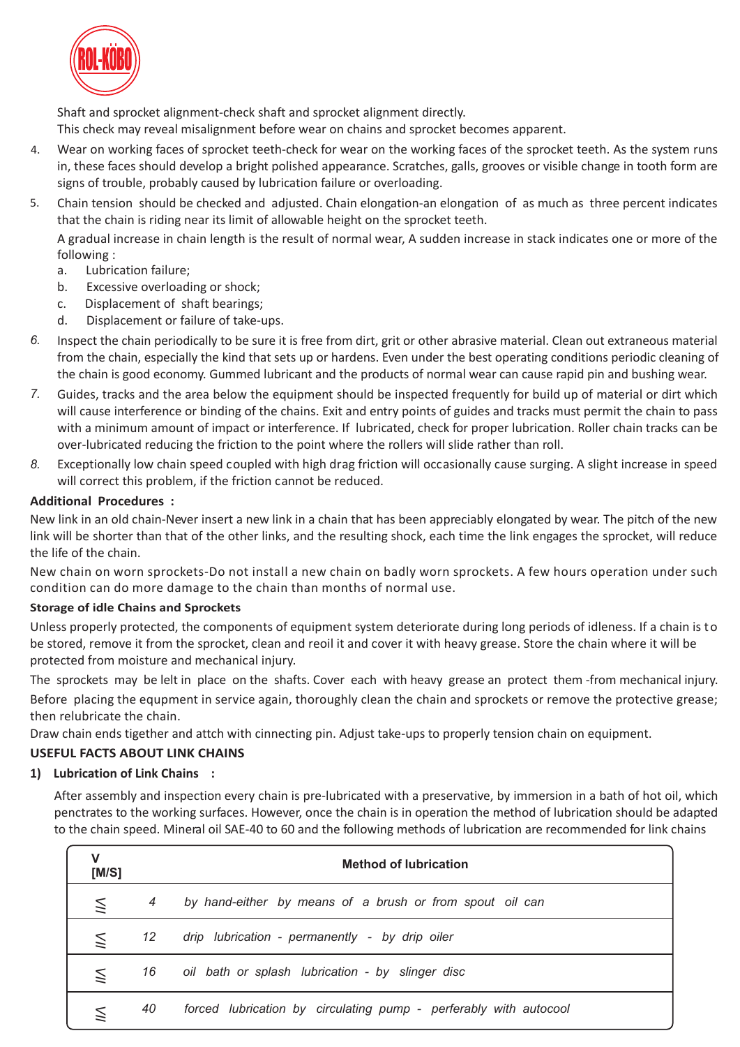Shaft and sprocket alignment-check shaft and sprocket alignment directly.
This check may reveal misalignment before wear on chains and sprocket becomes apparent.

4. Wear on working faces of sprocket teeth-check for wear on the working faces of the sprocket teeth. As the system runs in, these faces should develop a bright polished appearance. Scratches, galls, grooves or visible change in tooth form are signs of trouble, probably caused by lubrication failure or overloading.

5. Chain tension should be checked and adjusted. Chain elongation-an elongation of as much as three percent indicates that the chain is riding near its limit of allowable height on the sprocket teeth.

   A gradual increase in chain length is the result of normal wear, A sudden increase in stack indicates one or more of the following :
   a. Lubrication failure;
   b. Excessive overloading or shock;
   c. Displacement of shaft bearings;
   d. Displacement or failure of take-ups.

6. Inspect the chain periodically to be sure it is free from dirt, grit or other abrasive material. Clean out extraneous material from the chain, especially the kind that sets up or hardens. Even under the best operating conditions periodic cleaning of the chain is good economy. Gummed lubricant and the products of normal wear can cause rapid pin and bushing wear.

7. Guides, tracks and the area below the equipment should be inspected frequently for build up of material or dirt which will cause interference or binding of the chains. Exit and entry points of guides and tracks must permit the chain to pass with a minimum amount of impact or interference. If lubricated, check for proper lubrication. Roller chain tracks can be over-lubricated reducing the friction to the point where the rollers will slide rather than roll.

8. Exceptionally low chain speed coupled with high drag friction will occasionally cause surging. A slight increase in speed will correct this problem, if the friction cannot be reduced.

**Additional Procedures :**

New link in an old chain-Never insert a new link in a chain that has been appreciably elongated by wear. The pitch of the new link will be shorter than that of the other links, and the resulting shock, each time the link engages the sprocket, will reduce the life of the chain.

New chain on worn sprockets-Do not install a new chain on badly worn sprockets. A few hours operation under such condition can do more damage to the chain than months of normal use.

**Storage of idle Chains and Sprockets**

Unless properly protected, the components of equipment system deteriorate during long periods of idleness. If a chain is to be stored, remove it from the sprocket, clean and reoil it and cover it with heavy grease. Store the chain where it will be protected from moisture and mechanical injury.

The sprockets may be lelt in place on the shafts. Cover each with heavy grease an protect them -from mechanical injury.

Before placing the equpment in service again, thoroughly clean the chain and sprockets or remove the protective grease; then relubricate the chain.

Draw chain ends tigether and attch with cinnecting pin. Adjust take-ups to properly tension chain on equipment.

**USEFUL FACTS ABOUT LINK CHAINS**

**1) Lubrication of Link Chains :**

After assembly and inspection every chain is pre-lubricated with a preservative, by immersion in a bath of hot oil, which penctrates to the working surfaces. However, once the chain is in operation the method of lubrication should be adapted to the chain speed. Mineral oil SAE-40 to 60 and the following methods of lubrication are recommended for link chains

| V [M/S] | | Method of lubrication |
|---|---|---|
| ≤ | 4 | *by hand-either by means of a brush or from spout oil can* |
| ≤ | 12 | *drip lubrication - permanently - by drip oiler* |
| ≤ | 16 | *oil bath or splash lubrication - by slinger disc* |
| ≤ | 40 | *forced lubrication by circulating pump - perferably with autocool* |